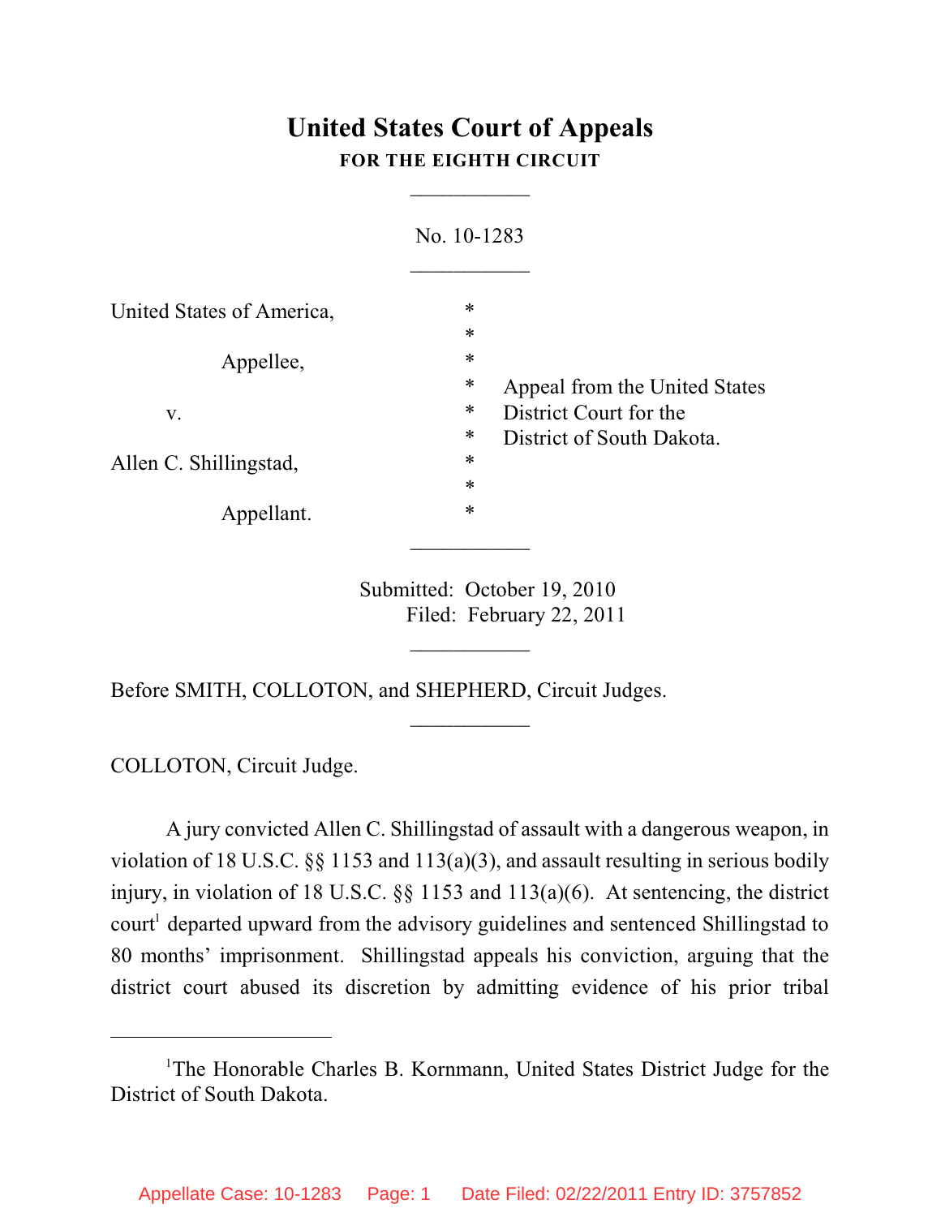# United States Court of Appeals
## FOR THE EIGHTH CIRCUIT

___________

No. 10-1283

___________

| | | |
|---|---|---|
| United States of America, | * | |
| | * | |
| Appellee, | * | |
| | * | Appeal from the United States |
| v. | * | District Court for the |
| | * | District of South Dakota. |
| Allen C. Shillingstad, | * | |
| | * | |
| Appellant. | * | |

___________

Submitted: October 19, 2010
Filed: February 22, 2011

___________

Before SMITH, COLLOTON, and SHEPHERD, Circuit Judges.

___________

COLLOTON, Circuit Judge.

A jury convicted Allen C. Shillingstad of assault with a dangerous weapon, in violation of 18 U.S.C. §§ 1153 and 113(a)(3), and assault resulting in serious bodily injury, in violation of 18 U.S.C. §§ 1153 and 113(a)(6). At sentencing, the district court[1] departed upward from the advisory guidelines and sentenced Shillingstad to 80 months' imprisonment. Shillingstad appeals his conviction, arguing that the district court abused its discretion by admitting evidence of his prior tribal

---

[1]The Honorable Charles B. Kornmann, United States District Judge for the District of South Dakota.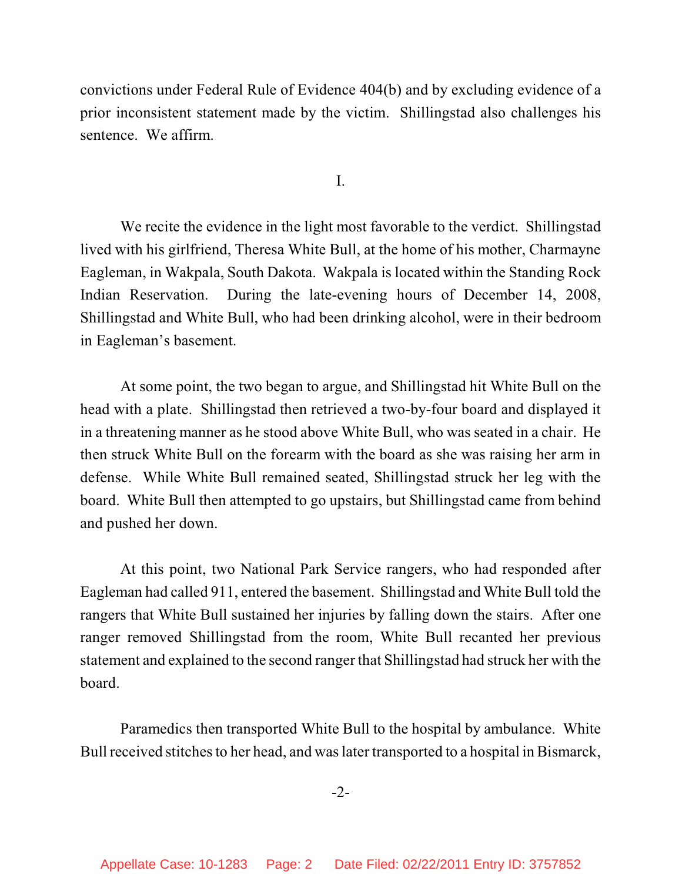convictions under Federal Rule of Evidence 404(b) and by excluding evidence of a prior inconsistent statement made by the victim. Shillingstad also challenges his sentence. We affirm.

I.

We recite the evidence in the light most favorable to the verdict. Shillingstad lived with his girlfriend, Theresa White Bull, at the home of his mother, Charmayne Eagleman, in Wakpala, South Dakota. Wakpala is located within the Standing Rock Indian Reservation. During the late-evening hours of December 14, 2008, Shillingstad and White Bull, who had been drinking alcohol, were in their bedroom in Eagleman's basement.

At some point, the two began to argue, and Shillingstad hit White Bull on the head with a plate. Shillingstad then retrieved a two-by-four board and displayed it in a threatening manner as he stood above White Bull, who was seated in a chair. He then struck White Bull on the forearm with the board as she was raising her arm in defense. While White Bull remained seated, Shillingstad struck her leg with the board. White Bull then attempted to go upstairs, but Shillingstad came from behind and pushed her down.

At this point, two National Park Service rangers, who had responded after Eagleman had called 911, entered the basement. Shillingstad and White Bull told the rangers that White Bull sustained her injuries by falling down the stairs. After one ranger removed Shillingstad from the room, White Bull recanted her previous statement and explained to the second ranger that Shillingstad had struck her with the board.

Paramedics then transported White Bull to the hospital by ambulance. White Bull received stitches to her head, and was later transported to a hospital in Bismarck,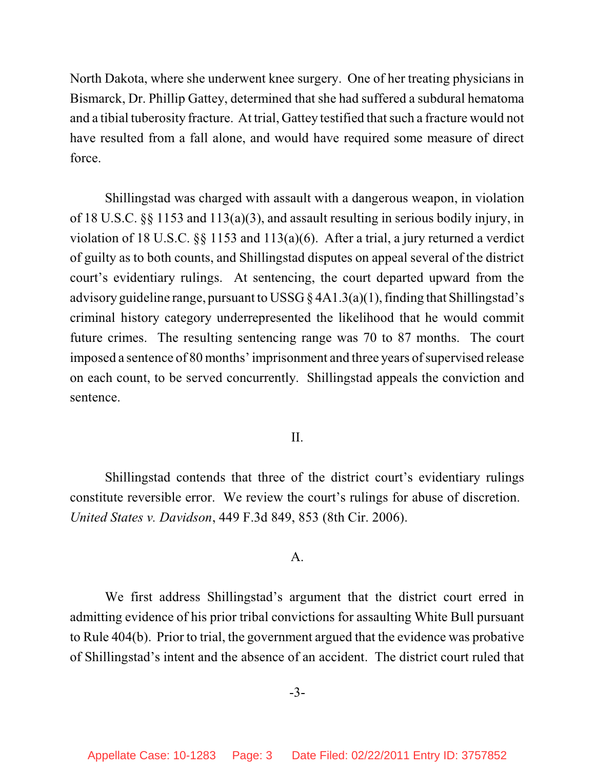North Dakota, where she underwent knee surgery. One of her treating physicians in Bismarck, Dr. Phillip Gattey, determined that she had suffered a subdural hematoma and a tibial tuberosity fracture. At trial, Gattey testified that such a fracture would not have resulted from a fall alone, and would have required some measure of direct force.

Shillingstad was charged with assault with a dangerous weapon, in violation of 18 U.S.C. §§ 1153 and 113(a)(3), and assault resulting in serious bodily injury, in violation of 18 U.S.C. §§ 1153 and 113(a)(6). After a trial, a jury returned a verdict of guilty as to both counts, and Shillingstad disputes on appeal several of the district court's evidentiary rulings. At sentencing, the court departed upward from the advisory guideline range, pursuant to USSG § 4A1.3(a)(1), finding that Shillingstad's criminal history category underrepresented the likelihood that he would commit future crimes. The resulting sentencing range was 70 to 87 months. The court imposed a sentence of 80 months' imprisonment and three years of supervised release on each count, to be served concurrently. Shillingstad appeals the conviction and sentence.

## II.

Shillingstad contends that three of the district court's evidentiary rulings constitute reversible error. We review the court's rulings for abuse of discretion. *United States v. Davidson*, 449 F.3d 849, 853 (8th Cir. 2006).

### A.

We first address Shillingstad's argument that the district court erred in admitting evidence of his prior tribal convictions for assaulting White Bull pursuant to Rule 404(b). Prior to trial, the government argued that the evidence was probative of Shillingstad's intent and the absence of an accident. The district court ruled that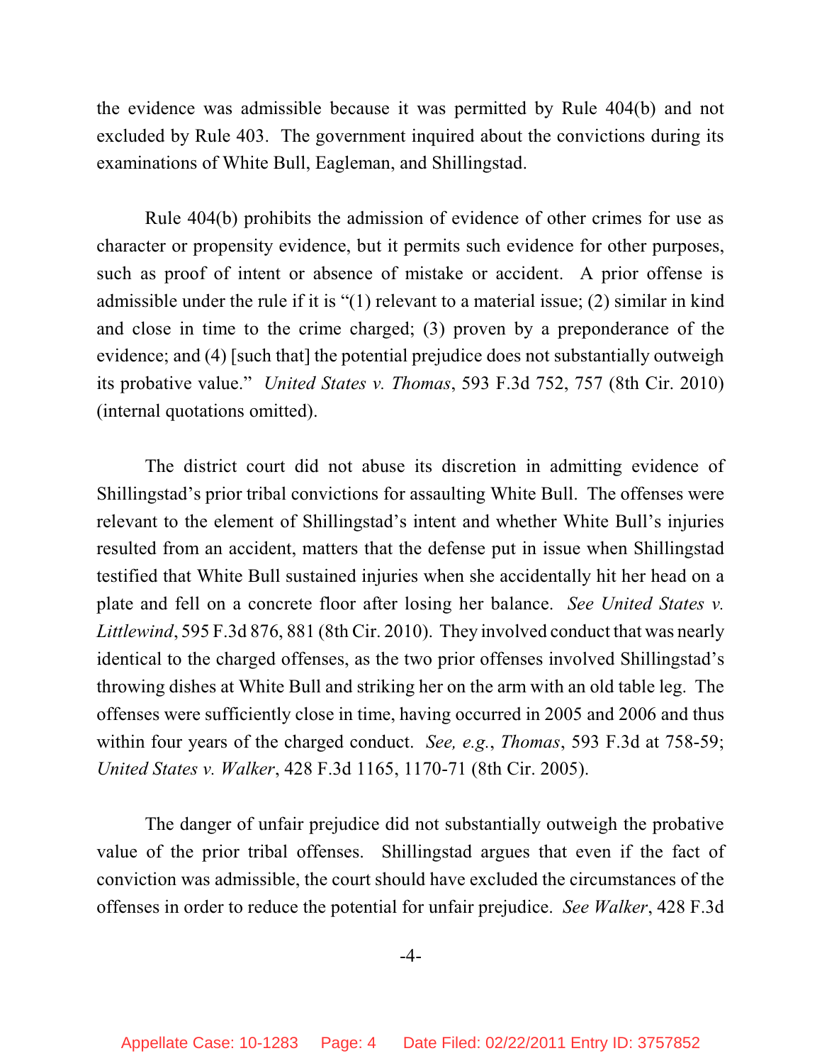the evidence was admissible because it was permitted by Rule 404(b) and not excluded by Rule 403. The government inquired about the convictions during its examinations of White Bull, Eagleman, and Shillingstad.

Rule 404(b) prohibits the admission of evidence of other crimes for use as character or propensity evidence, but it permits such evidence for other purposes, such as proof of intent or absence of mistake or accident. A prior offense is admissible under the rule if it is "(1) relevant to a material issue; (2) similar in kind and close in time to the crime charged; (3) proven by a preponderance of the evidence; and (4) [such that] the potential prejudice does not substantially outweigh its probative value." *United States v. Thomas*, 593 F.3d 752, 757 (8th Cir. 2010) (internal quotations omitted).

The district court did not abuse its discretion in admitting evidence of Shillingstad's prior tribal convictions for assaulting White Bull. The offenses were relevant to the element of Shillingstad's intent and whether White Bull's injuries resulted from an accident, matters that the defense put in issue when Shillingstad testified that White Bull sustained injuries when she accidentally hit her head on a plate and fell on a concrete floor after losing her balance. *See United States v. Littlewind*, 595 F.3d 876, 881 (8th Cir. 2010). They involved conduct that was nearly identical to the charged offenses, as the two prior offenses involved Shillingstad's throwing dishes at White Bull and striking her on the arm with an old table leg. The offenses were sufficiently close in time, having occurred in 2005 and 2006 and thus within four years of the charged conduct. *See, e.g.*, *Thomas*, 593 F.3d at 758-59; *United States v. Walker*, 428 F.3d 1165, 1170-71 (8th Cir. 2005).

The danger of unfair prejudice did not substantially outweigh the probative value of the prior tribal offenses. Shillingstad argues that even if the fact of conviction was admissible, the court should have excluded the circumstances of the offenses in order to reduce the potential for unfair prejudice. *See Walker*, 428 F.3d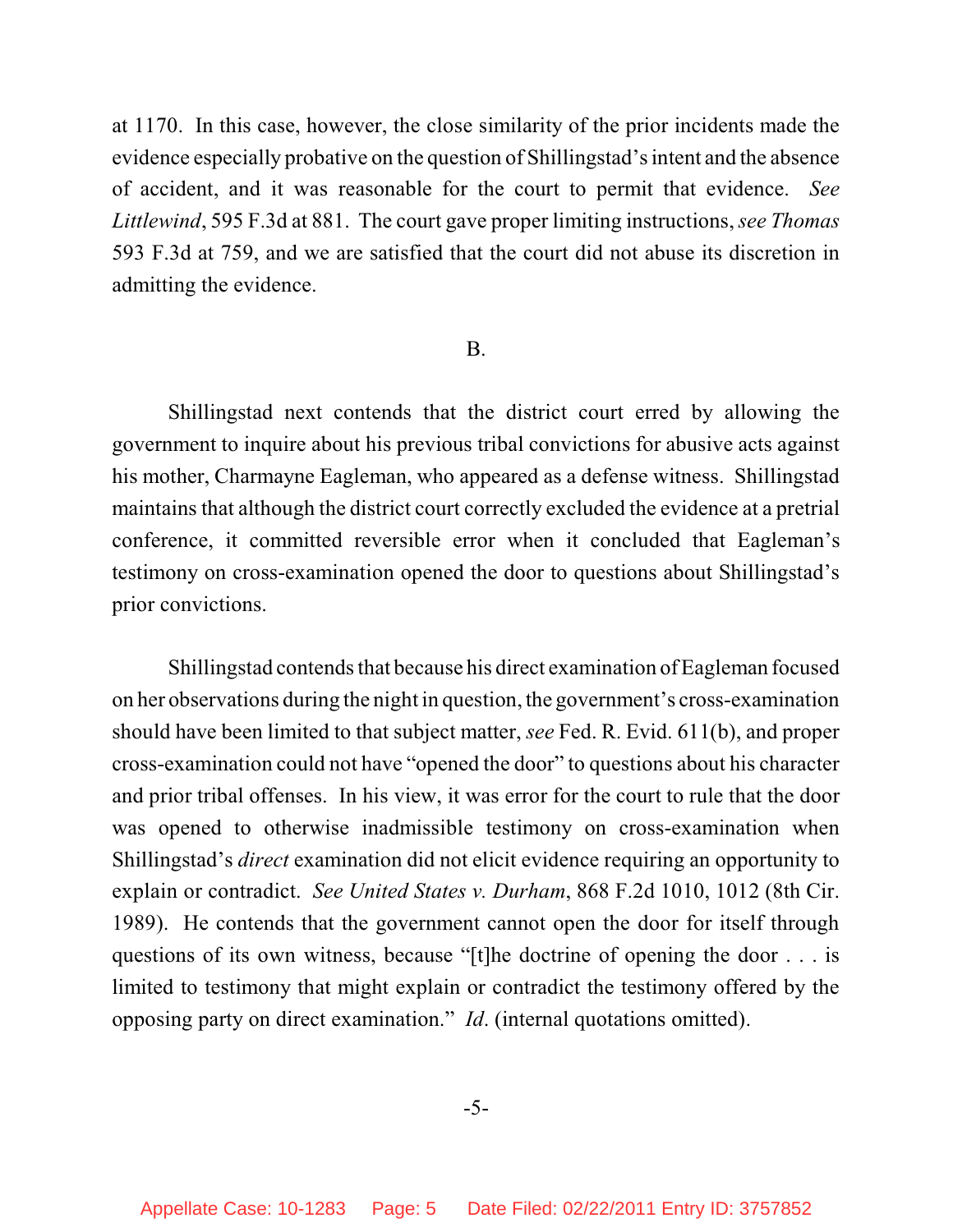at 1170. In this case, however, the close similarity of the prior incidents made the evidence especially probative on the question of Shillingstad's intent and the absence of accident, and it was reasonable for the court to permit that evidence. *See Littlewind*, 595 F.3d at 881. The court gave proper limiting instructions, *see Thomas* 593 F.3d at 759, and we are satisfied that the court did not abuse its discretion in admitting the evidence.

B.

Shillingstad next contends that the district court erred by allowing the government to inquire about his previous tribal convictions for abusive acts against his mother, Charmayne Eagleman, who appeared as a defense witness. Shillingstad maintains that although the district court correctly excluded the evidence at a pretrial conference, it committed reversible error when it concluded that Eagleman's testimony on cross-examination opened the door to questions about Shillingstad's prior convictions.

Shillingstad contends that because his direct examination of Eagleman focused on her observations during the night in question, the government's cross-examination should have been limited to that subject matter, *see* Fed. R. Evid. 611(b), and proper cross-examination could not have "opened the door" to questions about his character and prior tribal offenses. In his view, it was error for the court to rule that the door was opened to otherwise inadmissible testimony on cross-examination when Shillingstad's *direct* examination did not elicit evidence requiring an opportunity to explain or contradict. *See United States v. Durham*, 868 F.2d 1010, 1012 (8th Cir. 1989). He contends that the government cannot open the door for itself through questions of its own witness, because "[t]he doctrine of opening the door . . . is limited to testimony that might explain or contradict the testimony offered by the opposing party on direct examination." *Id*. (internal quotations omitted).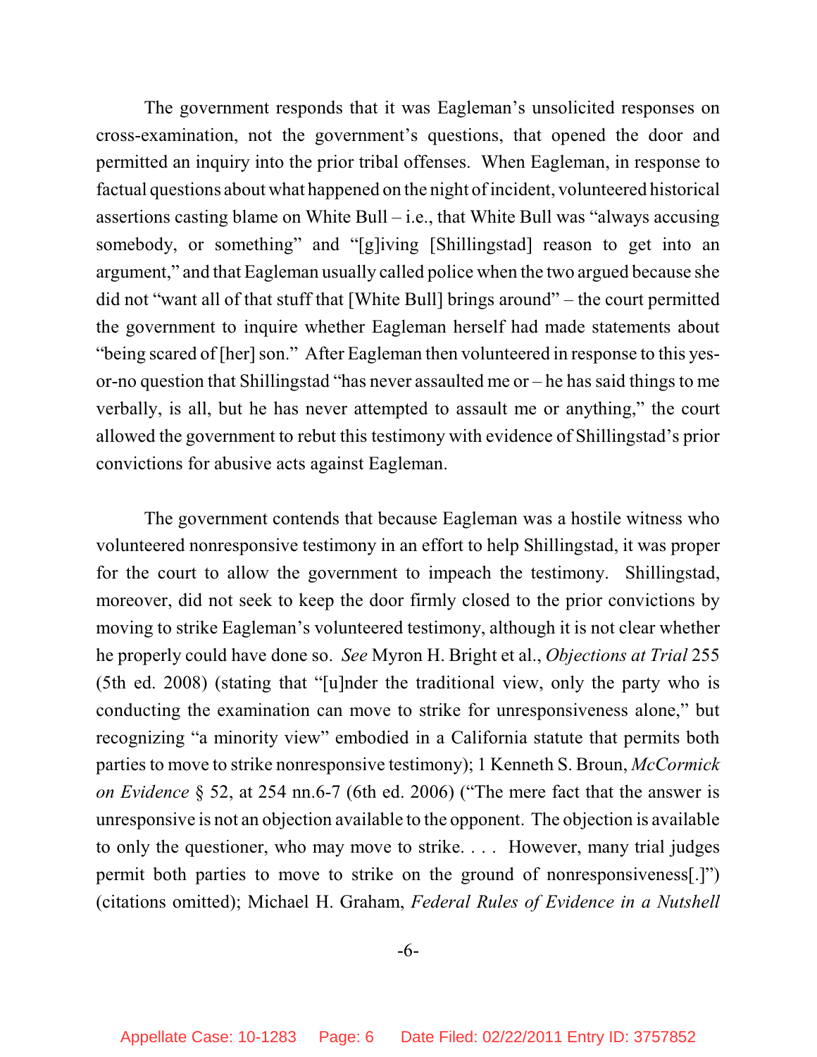The government responds that it was Eagleman's unsolicited responses on cross-examination, not the government's questions, that opened the door and permitted an inquiry into the prior tribal offenses. When Eagleman, in response to factual questions about what happened on the night of incident, volunteered historical assertions casting blame on White Bull – i.e., that White Bull was "always accusing somebody, or something" and "[g]iving [Shillingstad] reason to get into an argument," and that Eagleman usually called police when the two argued because she did not "want all of that stuff that [White Bull] brings around" – the court permitted the government to inquire whether Eagleman herself had made statements about "being scared of [her] son." After Eagleman then volunteered in response to this yes-or-no question that Shillingstad "has never assaulted me or – he has said things to me verbally, is all, but he has never attempted to assault me or anything," the court allowed the government to rebut this testimony with evidence of Shillingstad's prior convictions for abusive acts against Eagleman.

The government contends that because Eagleman was a hostile witness who volunteered nonresponsive testimony in an effort to help Shillingstad, it was proper for the court to allow the government to impeach the testimony. Shillingstad, moreover, did not seek to keep the door firmly closed to the prior convictions by moving to strike Eagleman's volunteered testimony, although it is not clear whether he properly could have done so. *See* Myron H. Bright et al., *Objections at Trial* 255 (5th ed. 2008) (stating that "[u]nder the traditional view, only the party who is conducting the examination can move to strike for unresponsiveness alone," but recognizing "a minority view" embodied in a California statute that permits both parties to move to strike nonresponsive testimony); 1 Kenneth S. Broun, *McCormick on Evidence* § 52, at 254 nn.6-7 (6th ed. 2006) ("The mere fact that the answer is unresponsive is not an objection available to the opponent. The objection is available to only the questioner, who may move to strike. . . . However, many trial judges permit both parties to move to strike on the ground of nonresponsiveness[.]") (citations omitted); Michael H. Graham, *Federal Rules of Evidence in a Nutshell*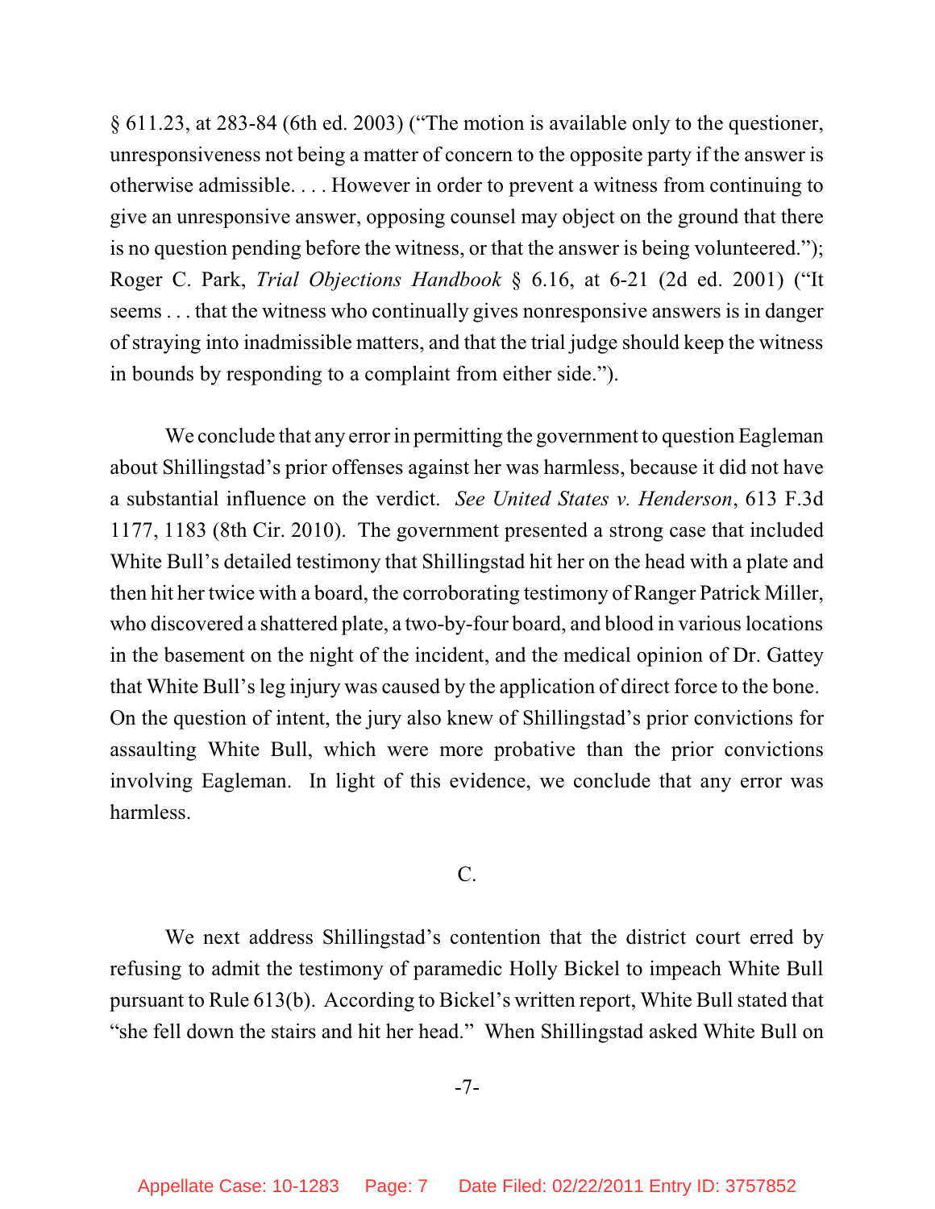§ 611.23, at 283-84 (6th ed. 2003) ("The motion is available only to the questioner, unresponsiveness not being a matter of concern to the opposite party if the answer is otherwise admissible. . . . However in order to prevent a witness from continuing to give an unresponsive answer, opposing counsel may object on the ground that there is no question pending before the witness, or that the answer is being volunteered."); Roger C. Park, *Trial Objections Handbook* § 6.16, at 6-21 (2d ed. 2001) ("It seems . . . that the witness who continually gives nonresponsive answers is in danger of straying into inadmissible matters, and that the trial judge should keep the witness in bounds by responding to a complaint from either side.").

We conclude that any error in permitting the government to question Eagleman about Shillingstad's prior offenses against her was harmless, because it did not have a substantial influence on the verdict. *See United States v. Henderson*, 613 F.3d 1177, 1183 (8th Cir. 2010). The government presented a strong case that included White Bull's detailed testimony that Shillingstad hit her on the head with a plate and then hit her twice with a board, the corroborating testimony of Ranger Patrick Miller, who discovered a shattered plate, a two-by-four board, and blood in various locations in the basement on the night of the incident, and the medical opinion of Dr. Gattey that White Bull's leg injury was caused by the application of direct force to the bone. On the question of intent, the jury also knew of Shillingstad's prior convictions for assaulting White Bull, which were more probative than the prior convictions involving Eagleman. In light of this evidence, we conclude that any error was harmless.

## C.

We next address Shillingstad's contention that the district court erred by refusing to admit the testimony of paramedic Holly Bickel to impeach White Bull pursuant to Rule 613(b). According to Bickel's written report, White Bull stated that "she fell down the stairs and hit her head." When Shillingstad asked White Bull on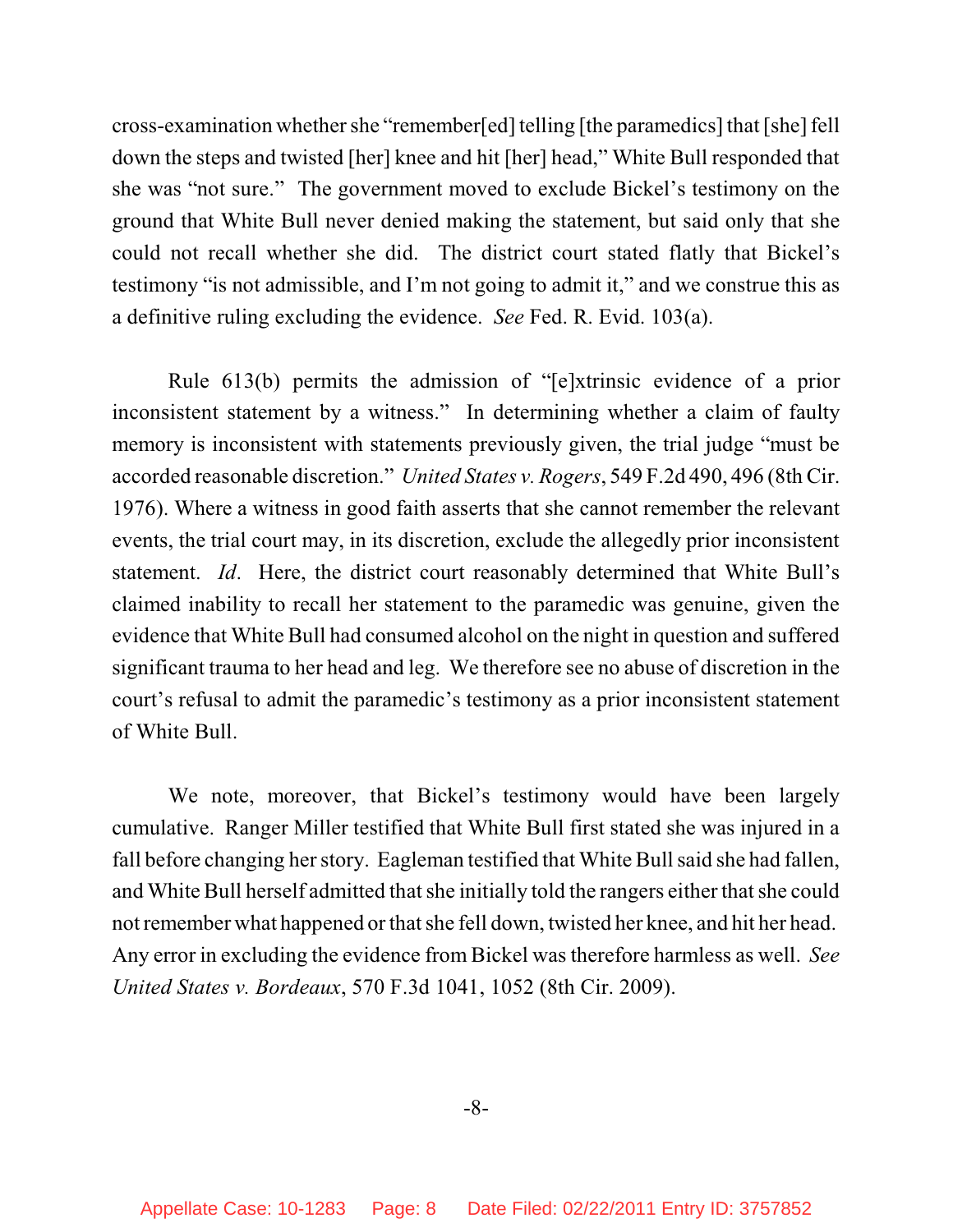cross-examination whether she "remember[ed] telling [the paramedics] that [she] fell down the steps and twisted [her] knee and hit [her] head," White Bull responded that she was "not sure." The government moved to exclude Bickel's testimony on the ground that White Bull never denied making the statement, but said only that she could not recall whether she did. The district court stated flatly that Bickel's testimony "is not admissible, and I'm not going to admit it," and we construe this as a definitive ruling excluding the evidence. *See* Fed. R. Evid. 103(a).

Rule 613(b) permits the admission of "[e]xtrinsic evidence of a prior inconsistent statement by a witness." In determining whether a claim of faulty memory is inconsistent with statements previously given, the trial judge "must be accorded reasonable discretion." *United States v. Rogers*, 549 F.2d 490, 496 (8th Cir. 1976). Where a witness in good faith asserts that she cannot remember the relevant events, the trial court may, in its discretion, exclude the allegedly prior inconsistent statement. *Id*. Here, the district court reasonably determined that White Bull's claimed inability to recall her statement to the paramedic was genuine, given the evidence that White Bull had consumed alcohol on the night in question and suffered significant trauma to her head and leg. We therefore see no abuse of discretion in the court's refusal to admit the paramedic's testimony as a prior inconsistent statement of White Bull.

We note, moreover, that Bickel's testimony would have been largely cumulative. Ranger Miller testified that White Bull first stated she was injured in a fall before changing her story. Eagleman testified that White Bull said she had fallen, and White Bull herself admitted that she initially told the rangers either that she could not remember what happened or that she fell down, twisted her knee, and hit her head. Any error in excluding the evidence from Bickel was therefore harmless as well. *See United States v. Bordeaux*, 570 F.3d 1041, 1052 (8th Cir. 2009).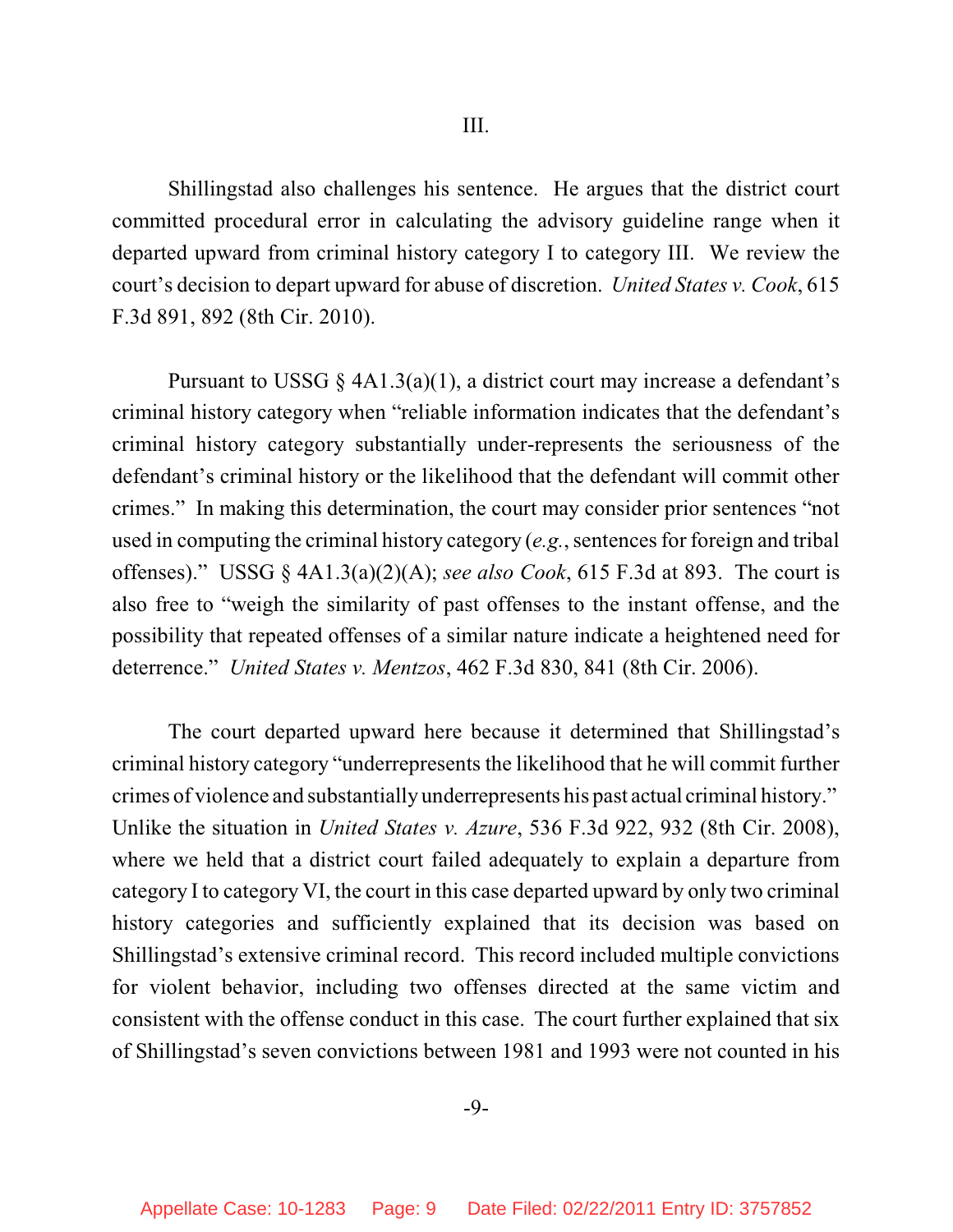III.

Shillingstad also challenges his sentence. He argues that the district court committed procedural error in calculating the advisory guideline range when it departed upward from criminal history category I to category III. We review the court's decision to depart upward for abuse of discretion. *United States v. Cook*, 615 F.3d 891, 892 (8th Cir. 2010).

Pursuant to USSG § 4A1.3(a)(1), a district court may increase a defendant's criminal history category when "reliable information indicates that the defendant's criminal history category substantially under-represents the seriousness of the defendant's criminal history or the likelihood that the defendant will commit other crimes." In making this determination, the court may consider prior sentences "not used in computing the criminal history category (*e.g.*, sentences for foreign and tribal offenses)." USSG § 4A1.3(a)(2)(A); *see also Cook*, 615 F.3d at 893. The court is also free to "weigh the similarity of past offenses to the instant offense, and the possibility that repeated offenses of a similar nature indicate a heightened need for deterrence." *United States v. Mentzos*, 462 F.3d 830, 841 (8th Cir. 2006).

The court departed upward here because it determined that Shillingstad's criminal history category "underrepresents the likelihood that he will commit further crimes of violence and substantially underrepresents his past actual criminal history." Unlike the situation in *United States v. Azure*, 536 F.3d 922, 932 (8th Cir. 2008), where we held that a district court failed adequately to explain a departure from category I to category VI, the court in this case departed upward by only two criminal history categories and sufficiently explained that its decision was based on Shillingstad's extensive criminal record. This record included multiple convictions for violent behavior, including two offenses directed at the same victim and consistent with the offense conduct in this case. The court further explained that six of Shillingstad's seven convictions between 1981 and 1993 were not counted in his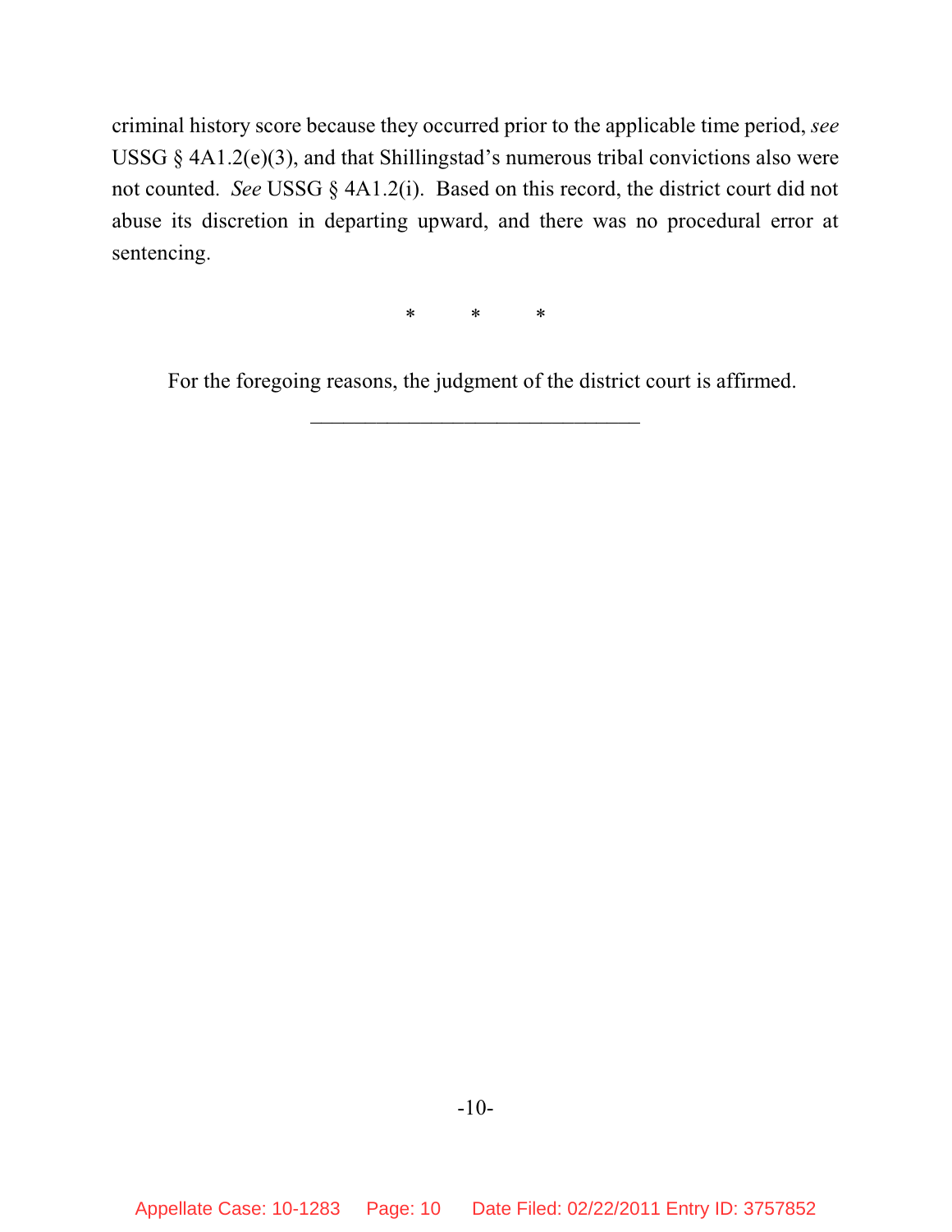criminal history score because they occurred prior to the applicable time period, *see* USSG § 4A1.2(e)(3), and that Shillingstad's numerous tribal convictions also were not counted. *See* USSG § 4A1.2(i). Based on this record, the district court did not abuse its discretion in departing upward, and there was no procedural error at sentencing.

\* \* \*

For the foregoing reasons, the judgment of the district court is affirmed.

______________________________